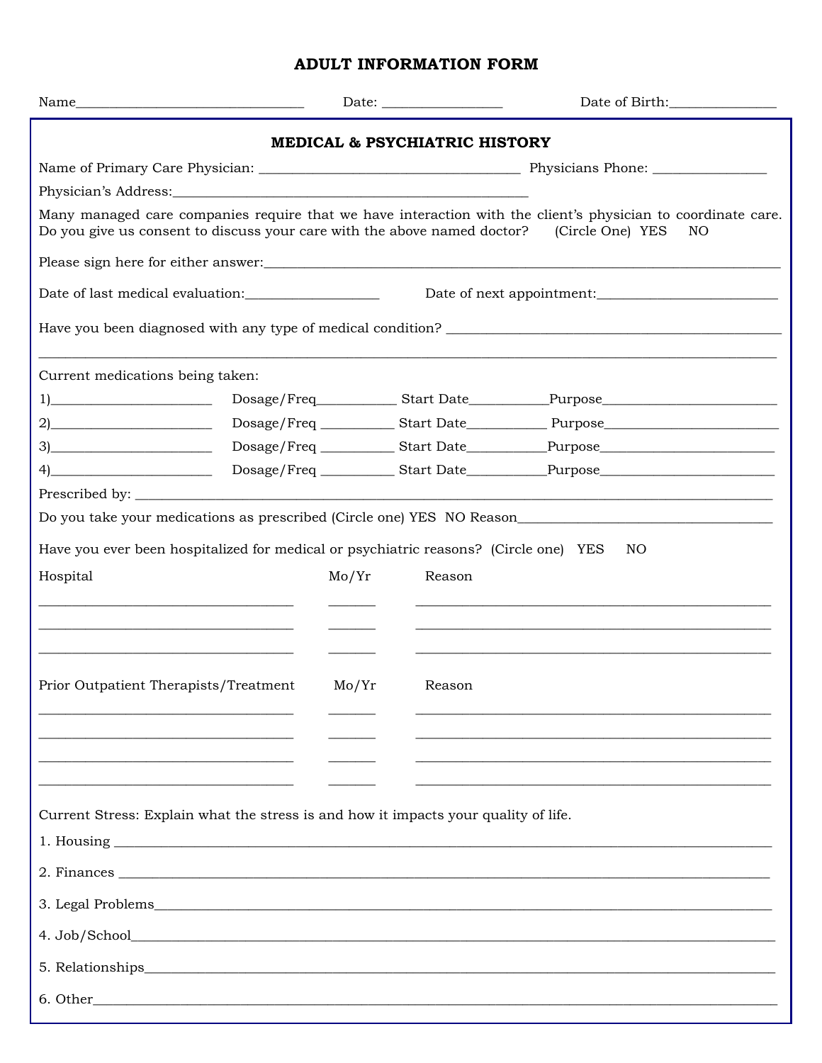# ADULT INFORMATION FORM

Name________________________________ Date: _________________ Date of Birth:_______________

## MEDICAL & PSYCHIATRIC HISTORY

Name of Primary Care Physician: _____________________________________ Physicians Phone: ________________

Physician's Address:_____________________________________________________

Many managed care companies require that we have interaction with the client's physician to coordinate care. Do you give us consent to discuss your care with the above named doctor? (Circle One) YES NO

Please sign here for either answer:____________________________________________________________________________

Date of last medical evaluation:___________________ Date of next appointment:__________________________

Have you been diagnosed with any type of medical condition? _________________________________________________

______________________________________________________________________________________________________

Current medications being taken:

1)_______________________ Dosage/Freq___________ Start Date___________Purpose_________________________

2)_______________________ Dosage/Freq ___________ Start Date___________ Purpose_________________________

3)_______________________ Dosage/Freq ___________ Start Date___________Purpose_________________________

4)_______________________ Dosage/Freq ___________ Start Date___________Purpose_________________________

Prescribed by: ________________________________________________________________________________________

Do you take your medications as prescribed (Circle one) YES NO Reason_____________________________________

Have you ever been hospitalized for medical or psychiatric reasons? (Circle one) YES NO

| Hospital | Mo/Yr | Reason |
|---|---|---|
| ____________________________________ | _______ | ___________________________________________________ |
| ____________________________________ | _______ | ___________________________________________________ |
| ____________________________________ | _______ | ___________________________________________________ |

| Prior Outpatient Therapists/Treatment | Mo/Yr | Reason |
|---|---|---|
| ____________________________________ | _______ | ___________________________________________________ |
| ____________________________________ | _______ | ___________________________________________________ |
| ____________________________________ | _______ | ___________________________________________________ |
| ____________________________________ | _______ | ___________________________________________________ |

Current Stress: Explain what the stress is and how it impacts your quality of life.

1. Housing ____________________________________________________________________________________________
2. Finances ___________________________________________________________________________________________
3. Legal Problems______________________________________________________________________________________
4. Job/School___________________________________________________________________________________________
5. Relationships________________________________________________________________________________________
6. Other_______________________________________________________________________________________________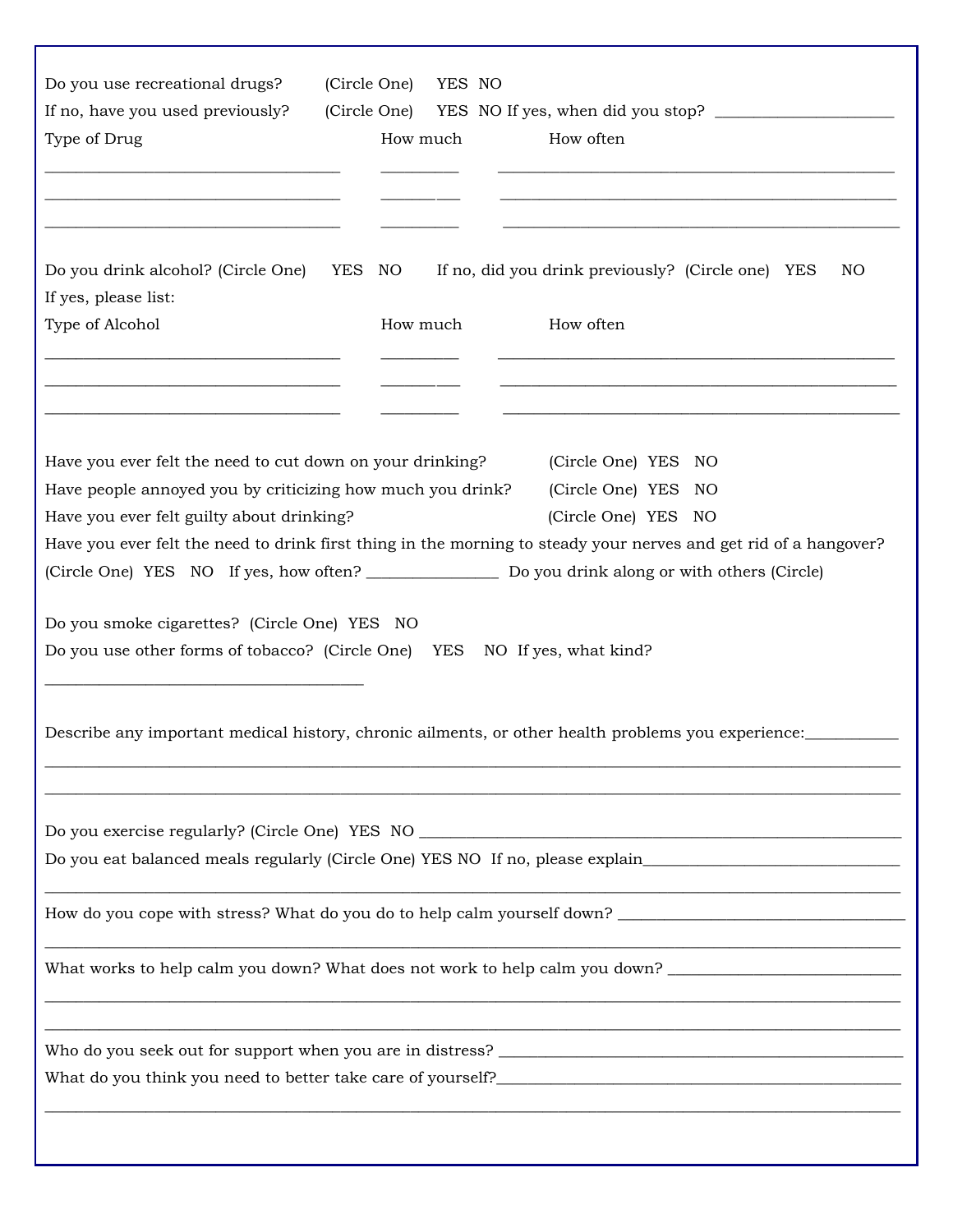Do you use recreational drugs? (Circle One) YES NO

If no, have you used previously? (Circle One) YES NO If yes, when did you stop? _______________________

| Type of Drug | How much | How often |
|---|---|---|
| ____________________________________ | __________ | __________________________________________________ |
| ____________________________________ | __________ | __________________________________________________ |
| ____________________________________ | __________ | __________________________________________________ |

Do you drink alcohol? (Circle One) YES NO If no, did you drink previously? (Circle one) YES NO

If yes, please list:

| Type of Alcohol | How much | How often |
|---|---|---|
| ____________________________________ | __________ | __________________________________________________ |
| ____________________________________ | __________ | __________________________________________________ |
| ____________________________________ | __________ | __________________________________________________ |

Have you ever felt the need to cut down on your drinking? (Circle One) YES NO

Have people annoyed you by criticizing how much you drink? (Circle One) YES NO

Have you ever felt guilty about drinking? (Circle One) YES NO

Have you ever felt the need to drink first thing in the morning to steady your nerves and get rid of a hangover? (Circle One) YES NO If yes, how often? _________________ Do you drink along or with others (Circle)

Do you smoke cigarettes? (Circle One) YES NO

Do you use other forms of tobacco? (Circle One) YES NO If yes, what kind?

________________________________________

Describe any important medical history, chronic ailments, or other health problems you experience:____________

______________________________________________________________________________________________________________

______________________________________________________________________________________________________________

Do you exercise regularly? (Circle One) YES NO ____________________________________________________________

Do you eat balanced meals regularly (Circle One) YES NO If no, please explain_________________________________

______________________________________________________________________________________________________________

How do you cope with stress? What do you do to help calm yourself down? ____________________________________

______________________________________________________________________________________________________________

What works to help calm you down? What does not work to help calm you down? ______________________________

______________________________________________________________________________________________________________

______________________________________________________________________________________________________________

Who do you seek out for support when you are in distress? ___________________________________________________

What do you think you need to better take care of yourself?___________________________________________________

______________________________________________________________________________________________________________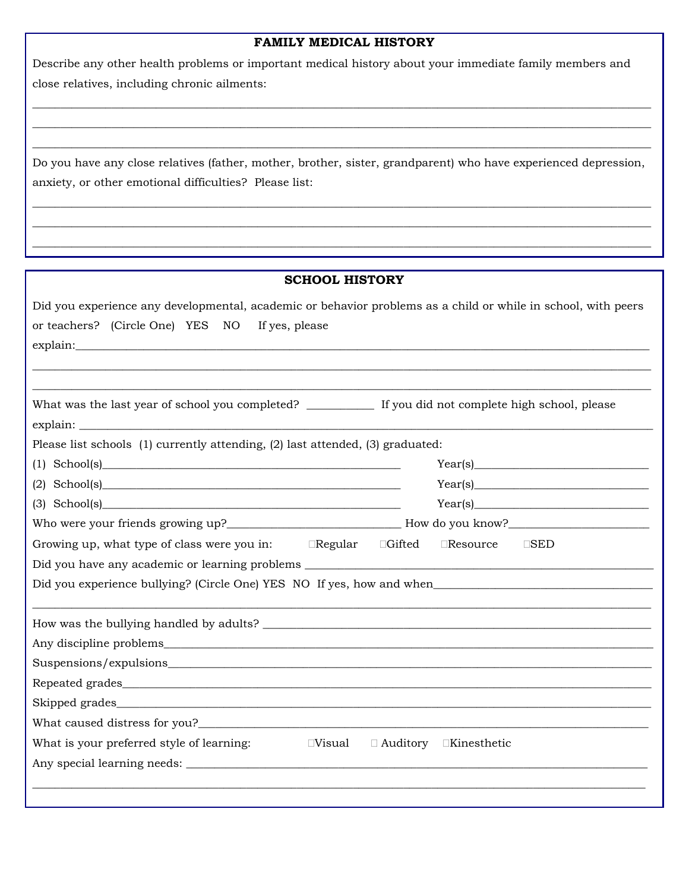## FAMILY MEDICAL HISTORY

Describe any other health problems or important medical history about your immediate family members and close relatives, including chronic ailments:

___________________________________________________________________________________________

___________________________________________________________________________________________

___________________________________________________________________________________________

Do you have any close relatives (father, mother, brother, sister, grandparent) who have experienced depression, anxiety, or other emotional difficulties? Please list:

___________________________________________________________________________________________

___________________________________________________________________________________________

___________________________________________________________________________________________

## SCHOOL HISTORY

Did you experience any developmental, academic or behavior problems as a child or while in school, with peers or teachers? (Circle One) YES NO If yes, please explain:___________________________________________________________________________

___________________________________________________________________________________________

___________________________________________________________________________________________

What was the last year of school you completed? ___________ If you did not complete high school, please explain: ____________________________________________________________________________

Please list schools (1) currently attending, (2) last attended, (3) graduated:

(1) School(s)_____________________________________________ Year(s)__________________________

(2) School(s)_____________________________________________ Year(s)__________________________

(3) School(s)_____________________________________________ Year(s)__________________________

Who were your friends growing up?___________________________ How do you know?______________________

Growing up, what type of class were you in: ☐Regular ☐Gifted ☐Resource ☐SED

Did you have any academic or learning problems _____________________________________________________

Did you experience bullying? (Circle One) YES NO If yes, how and when_________________________________

___________________________________________________________________________________________

How was the bullying handled by adults? ______________________________________________________

Any discipline problems_____________________________________________________________________

Suspensions/expulsions_____________________________________________________________________

Repeated grades___________________________________________________________________________

Skipped grades____________________________________________________________________________

What caused distress for you?_______________________________________________________________

What is your preferred style of learning: ☐Visual ☐ Auditory ☐Kinesthetic

Any special learning needs: ___________________________________________________________________

___________________________________________________________________________________________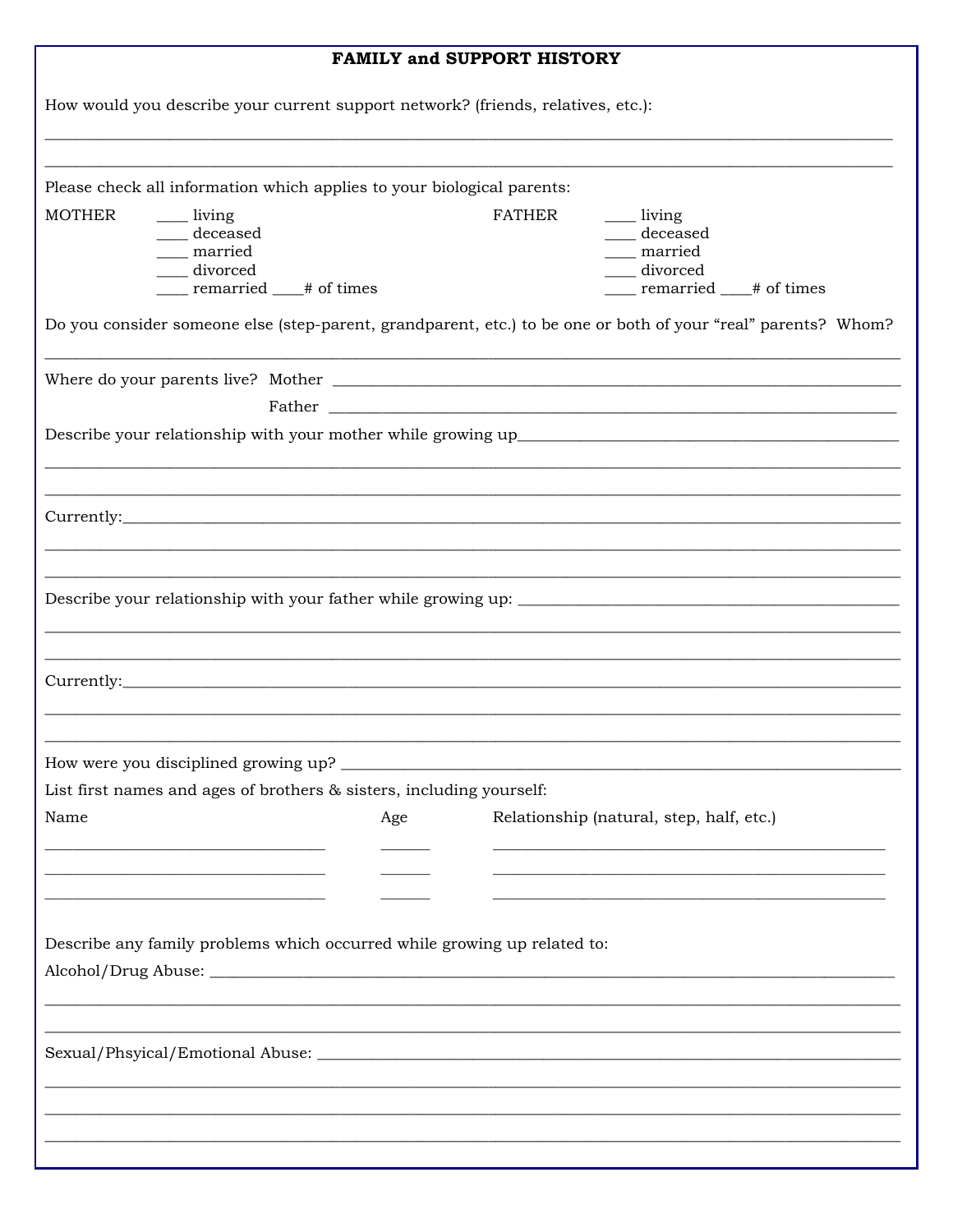## FAMILY and SUPPORT HISTORY

How would you describe your current support network? (friends, relatives, etc.):

______________________________________________________________________________

______________________________________________________________________________

Please check all information which applies to your biological parents:

MOTHER
- ____ living
- ____ deceased
- ____ married
- ____ divorced
- ____ remarried ____# of times

FATHER
- ____ living
- ____ deceased
- ____ married
- ____ divorced
- ____ remarried ____# of times

Do you consider someone else (step-parent, grandparent, etc.) to be one or both of your "real" parents? Whom?

______________________________________________________________________________

Where do your parents live? Mother ______________________________________________

Father ______________________________________________

Describe your relationship with your mother while growing up______________________________

______________________________________________________________________________

______________________________________________________________________________

Currently:____________________________________________________________________

______________________________________________________________________________

______________________________________________________________________________

Describe your relationship with your father while growing up: ____________________________

______________________________________________________________________________

______________________________________________________________________________

Currently:____________________________________________________________________

______________________________________________________________________________

______________________________________________________________________________

How were you disciplined growing up? ______________________________________________

List first names and ages of brothers & sisters, including yourself:

| Name | Age | Relationship (natural, step, half, etc.) |
|---|---|---|
| ____________________ | ______ | ____________________________ |
| ____________________ | ______ | ____________________________ |
| ____________________ | ______ | ____________________________ |

Describe any family problems which occurred while growing up related to:

Alcohol/Drug Abuse: ________________________________________________________________

______________________________________________________________________________

______________________________________________________________________________

Sexual/Phsyical/Emotional Abuse: ____________________________________________________

______________________________________________________________________________

______________________________________________________________________________

______________________________________________________________________________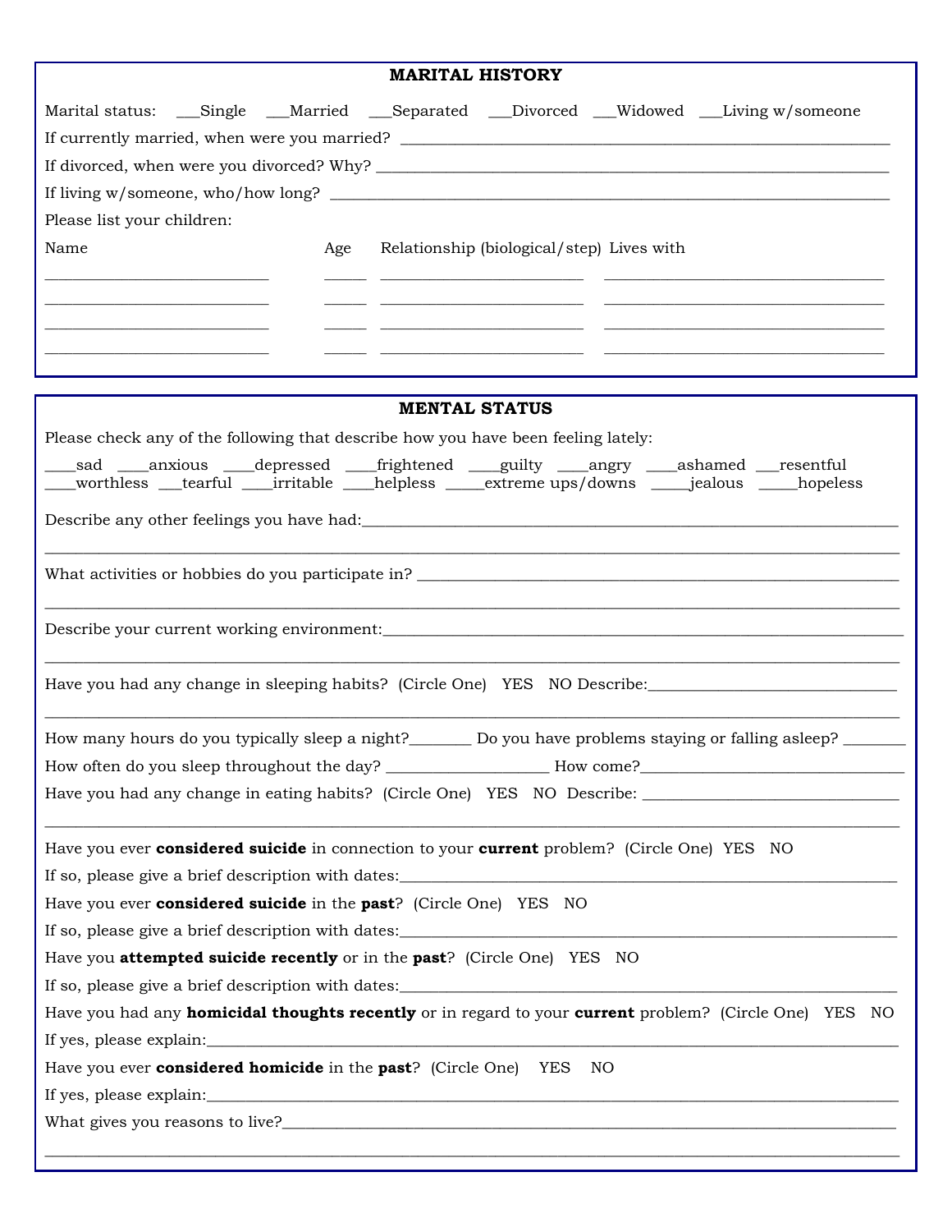## MARITAL HISTORY

Marital status: ___Single ___Married ___Separated ___Divorced ___Widowed ___Living w/someone

If currently married, when were you married? ______________________________________________

If divorced, when were you divorced? Why? ______________________________________________

If living w/someone, who/how long? ______________________________________________

Please list your children:

| Name | Age | Relationship (biological/step) | Lives with |
|---|---|---|---|
| ____________________ | _____ | ____________________ | ____________________ |
| ____________________ | _____ | ____________________ | ____________________ |
| ____________________ | _____ | ____________________ | ____________________ |
| ____________________ | _____ | ____________________ | ____________________ |

## MENTAL STATUS

Please check any of the following that describe how you have been feeling lately:

____sad ____anxious ____depressed ____frightened ____guilty ____angry ____ashamed ___resentful
____worthless ___tearful ____irritable ____helpless _____extreme ups/downs _____jealous _____hopeless

Describe any other feelings you have had:______________________________________________

______________________________________________________________________________

What activities or hobbies do you participate in? ______________________________________________

______________________________________________________________________________

Describe your current working environment:______________________________________________

______________________________________________________________________________

Have you had any change in sleeping habits? (Circle One) YES NO Describe:_______________________

______________________________________________________________________________

How many hours do you typically sleep a night?________ Do you have problems staying or falling asleep? ________

How often do you sleep throughout the day? ____________________ How come?_________________________

Have you had any change in eating habits? (Circle One) YES NO Describe: _________________________

______________________________________________________________________________

Have you ever **considered suicide** in connection to your **current** problem? (Circle One) YES NO

If so, please give a brief description with dates:______________________________________________

Have you ever **considered suicide** in the **past**? (Circle One) YES NO

If so, please give a brief description with dates:______________________________________________

Have you **attempted suicide recently** or in the **past**? (Circle One) YES NO

If so, please give a brief description with dates:______________________________________________

Have you had any **homicidal thoughts recently** or in regard to your **current** problem? (Circle One) YES NO

If yes, please explain:______________________________________________

Have you ever **considered homicide** in the **past**? (Circle One) YES NO

If yes, please explain:______________________________________________

What gives you reasons to live?______________________________________________

______________________________________________________________________________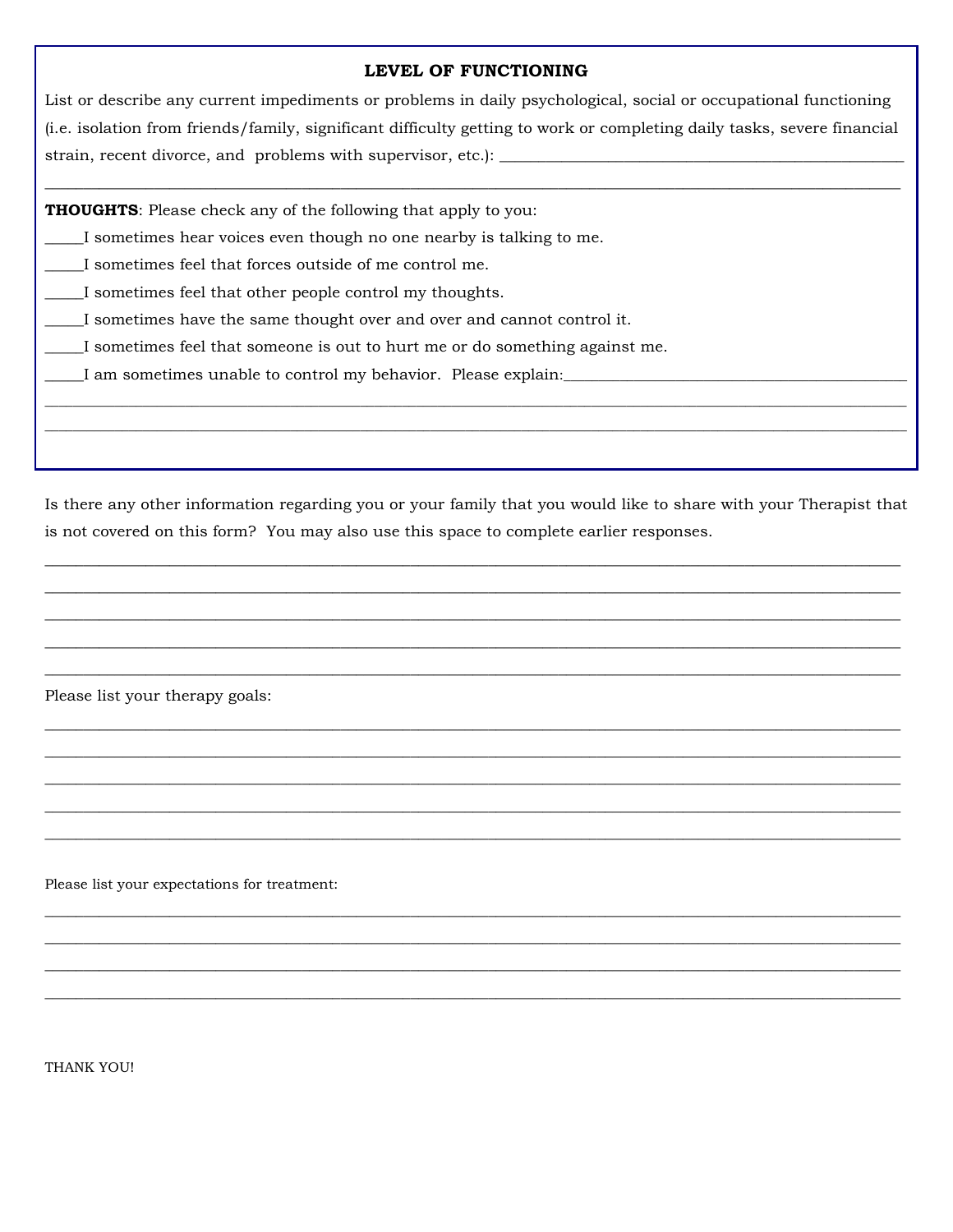## LEVEL OF FUNCTIONING

List or describe any current impediments or problems in daily psychological, social or occupational functioning (i.e. isolation from friends/family, significant difficulty getting to work or completing daily tasks, severe financial strain, recent divorce, and problems with supervisor, etc.): ______________________________________________

______________________________________________________________________________________________

**THOUGHTS**: Please check any of the following that apply to you:

_____I sometimes hear voices even though no one nearby is talking to me.

_____I sometimes feel that forces outside of me control me.

_____I sometimes feel that other people control my thoughts.

_____I sometimes have the same thought over and over and cannot control it.

_____I sometimes feel that someone is out to hurt me or do something against me.

_____I am sometimes unable to control my behavior. Please explain:________________________________________

______________________________________________________________________________________________

______________________________________________________________________________________________

Is there any other information regarding you or your family that you would like to share with your Therapist that is not covered on this form? You may also use this space to complete earlier responses.

______________________________________________________________________________________________

______________________________________________________________________________________________

______________________________________________________________________________________________

______________________________________________________________________________________________

______________________________________________________________________________________________

Please list your therapy goals:

______________________________________________________________________________________________

______________________________________________________________________________________________

______________________________________________________________________________________________

______________________________________________________________________________________________

______________________________________________________________________________________________

Please list your expectations for treatment:

______________________________________________________________________________________________

______________________________________________________________________________________________

______________________________________________________________________________________________

______________________________________________________________________________________________

THANK YOU!